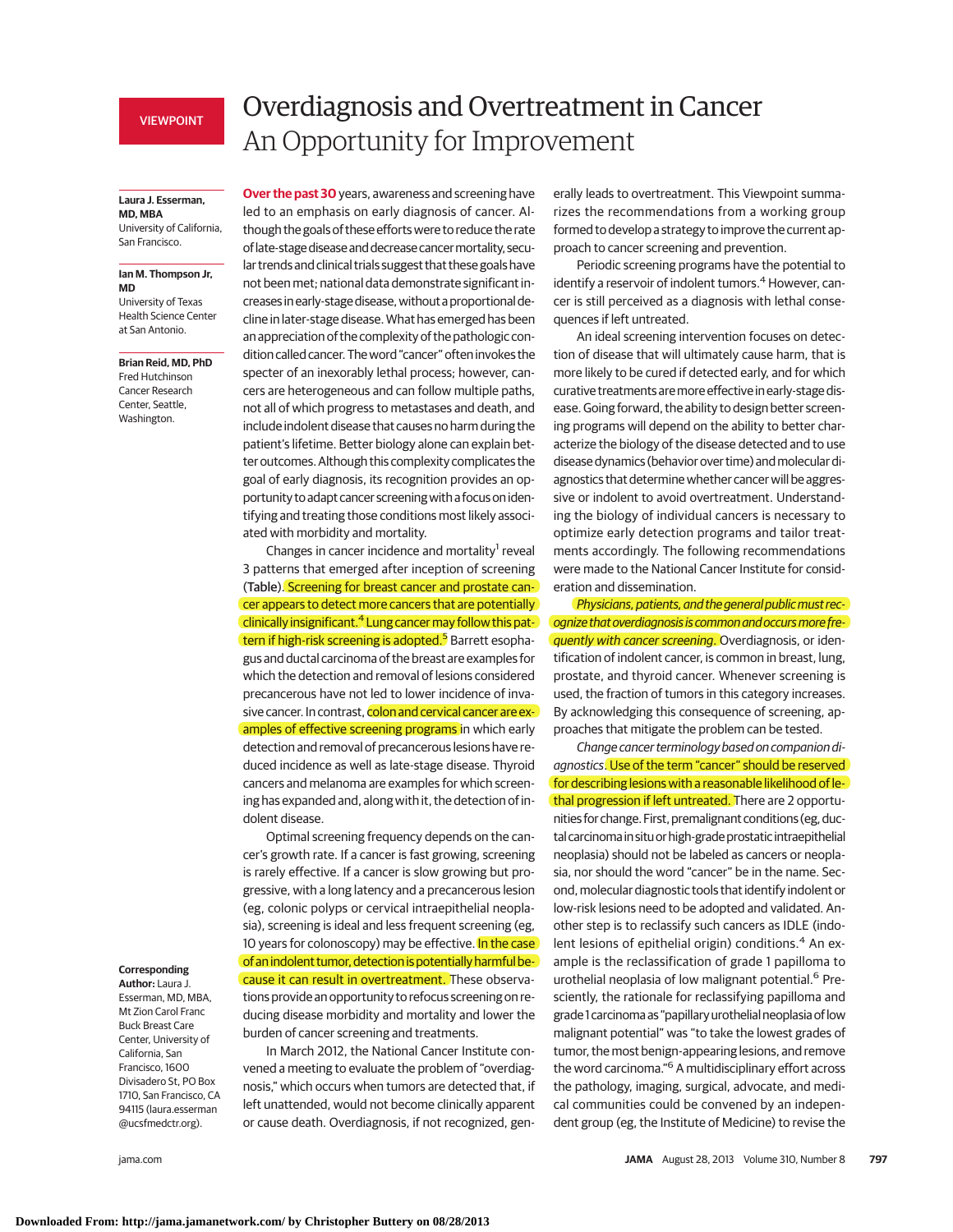VIEWPOINT

# Overdiagnosis and Overtreatment in Cancer
## An Opportunity for Improvement

**Laura J. Esserman, MD, MBA**
University of California, San Francisco.

**Ian M. Thompson Jr, MD**
University of Texas Health Science Center at San Antonio.

**Brian Reid, MD, PhD**
Fred Hutchinson Cancer Research Center, Seattle, Washington.

**Corresponding Author:** Laura J. Esserman, MD, MBA, Mt Zion Carol Franc Buck Breast Care Center, University of California, San Francisco, 1600 Divisadero St, PO Box 1710, San Francisco, CA 94115 (laura.esserman@ucsfmedctr.org).

**Over the past 30** years, awareness and screening have led to an emphasis on early diagnosis of cancer. Although the goals of these efforts were to reduce the rate of late-stage disease and decrease cancer mortality, secular trends and clinical trials suggest that these goals have not been met; national data demonstrate significant increases in early-stage disease, without a proportional decline in later-stage disease. What has emerged has been an appreciation of the complexity of the pathologic condition called cancer. The word "cancer" often invokes the specter of an inexorably lethal process; however, cancers are heterogeneous and can follow multiple paths, not all of which progress to metastases and death, and include indolent disease that causes no harm during the patient's lifetime. Better biology alone can explain better outcomes. Although this complexity complicates the goal of early diagnosis, its recognition provides an opportunity to adapt cancer screening with a focus on identifying and treating those conditions most likely associated with morbidity and mortality.

Changes in cancer incidence and mortality[1] reveal 3 patterns that emerged after inception of screening (Table). Screening for breast cancer and prostate cancer appears to detect more cancers that are potentially clinically insignificant.[4] Lung cancer may follow this pattern if high-risk screening is adopted.[5] Barrett esophagus and ductal carcinoma of the breast are examples for which the detection and removal of lesions considered precancerous have not led to lower incidence of invasive cancer. In contrast, colon and cervical cancer are examples of effective screening programs in which early detection and removal of precancerous lesions have reduced incidence as well as late-stage disease. Thyroid cancers and melanoma are examples for which screening has expanded and, along with it, the detection of indolent disease.

Optimal screening frequency depends on the cancer's growth rate. If a cancer is fast growing, screening is rarely effective. If a cancer is slow growing but progressive, with a long latency and a precancerous lesion (eg, colonic polyps or cervical intraepithelial neoplasia), screening is ideal and less frequent screening (eg, 10 years for colonoscopy) may be effective. In the case of an indolent tumor, detection is potentially harmful because it can result in overtreatment. These observations provide an opportunity to refocus screening on reducing disease morbidity and mortality and lower the burden of cancer screening and treatments.

In March 2012, the National Cancer Institute convened a meeting to evaluate the problem of "overdiagnosis," which occurs when tumors are detected that, if left unattended, would not become clinically apparent or cause death. Overdiagnosis, if not recognized, generally leads to overtreatment. This Viewpoint summarizes the recommendations from a working group formed to develop a strategy to improve the current approach to cancer screening and prevention.

Periodic screening programs have the potential to identify a reservoir of indolent tumors.[4] However, cancer is still perceived as a diagnosis with lethal consequences if left untreated.

An ideal screening intervention focuses on detection of disease that will ultimately cause harm, that is more likely to be cured if detected early, and for which curative treatments are more effective in early-stage disease. Going forward, the ability to design better screening programs will depend on the ability to better characterize the biology of the disease detected and to use disease dynamics (behavior over time) and molecular diagnostics that determine whether cancer will be aggressive or indolent to avoid overtreatment. Understanding the biology of individual cancers is necessary to optimize early detection programs and tailor treatments accordingly. The following recommendations were made to the National Cancer Institute for consideration and dissemination.

*Physicians, patients, and the general public must recognize that overdiagnosis is common and occurs more frequently with cancer screening.* Overdiagnosis, or identification of indolent cancer, is common in breast, lung, prostate, and thyroid cancer. Whenever screening is used, the fraction of tumors in this category increases. By acknowledging this consequence of screening, approaches that mitigate the problem can be tested.

*Change cancer terminology based on companion diagnostics.* Use of the term "cancer" should be reserved for describing lesions with a reasonable likelihood of lethal progression if left untreated. There are 2 opportunities for change. First, premalignant conditions (eg, ductal carcinoma in situ or high-grade prostatic intraepithelial neoplasia) should not be labeled as cancers or neoplasia, nor should the word "cancer" be in the name. Second, molecular diagnostic tools that identify indolent or low-risk lesions need to be adopted and validated. Another step is to reclassify such cancers as IDLE (indolent lesions of epithelial origin) conditions.[4] An example is the reclassification of grade 1 papilloma to urothelial neoplasia of low malignant potential.[6] Presciently, the rationale for reclassifying papilloma and grade 1 carcinoma as "papillary urothelial neoplasia of low malignant potential" was "to take the lowest grades of tumor, the most benign-appearing lesions, and remove the word carcinoma."[6] A multidisciplinary effort across the pathology, imaging, surgical, advocate, and medical communities could be convened by an independent group (eg, the Institute of Medicine) to revise the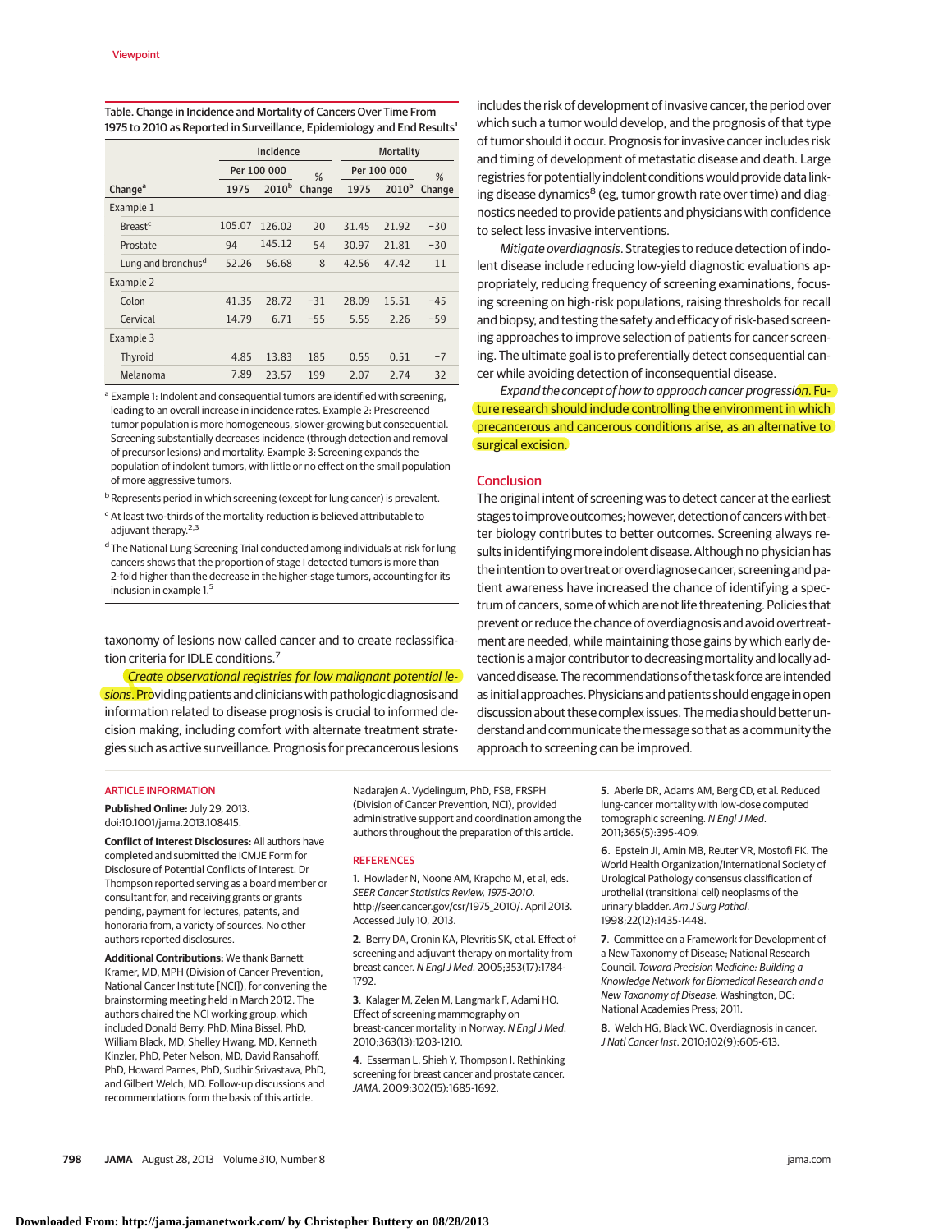Table. Change in Incidence and Mortality of Cancers Over Time From 1975 to 2010 as Reported in Surveillance, Epidemiology and End Results[1]

| | Incidence | | | Mortality | | |
|---|---|---|---|---|---|---|
| | Per 100 000 | | % | Per 100 000 | | % |
| Change[a] | 1975 | 2010[b] | Change | 1975 | 2010[b] | Change |
| Example 1 | | | | | | |
| Breast[c] | 105.07 | 126.02 | 20 | 31.45 | 21.92 | −30 |
| Prostate | 94 | 145.12 | 54 | 30.97 | 21.81 | −30 |
| Lung and bronchus[d] | 52.26 | 56.68 | 8 | 42.56 | 47.42 | 11 |
| Example 2 | | | | | | |
| Colon | 41.35 | 28.72 | −31 | 28.09 | 15.51 | −45 |
| Cervical | 14.79 | 6.71 | −55 | 5.55 | 2.26 | −59 |
| Example 3 | | | | | | |
| Thyroid | 4.85 | 13.83 | 185 | 0.55 | 0.51 | −7 |
| Melanoma | 7.89 | 23.57 | 199 | 2.07 | 2.74 | 32 |

[a] Example 1: Indolent and consequential tumors are identified with screening, leading to an overall increase in incidence rates. Example 2: Prescreened tumor population is more homogeneous, slower-growing but consequential. Screening substantially decreases incidence (through detection and removal of precursor lesions) and mortality. Example 3: Screening expands the population of indolent tumors, with little or no effect on the small population of more aggressive tumors.

[b] Represents period in which screening (except for lung cancer) is prevalent.

[c] At least two-thirds of the mortality reduction is believed attributable to adjuvant therapy.[2,3]

[d] The National Lung Screening Trial conducted among individuals at risk for lung cancers shows that the proportion of stage I detected tumors is more than 2-fold higher than the decrease in the higher-stage tumors, accounting for its inclusion in example 1.[5]

taxonomy of lesions now called cancer and to create reclassification criteria for IDLE conditions.[7]

*Create observational registries for low malignant potential lesions*. Providing patients and clinicians with pathologic diagnosis and information related to disease prognosis is crucial to informed decision making, including comfort with alternate treatment strategies such as active surveillance. Prognosis for precancerous lesions includes the risk of development of invasive cancer, the period over which such a tumor would develop, and the prognosis of that type of tumor should it occur. Prognosis for invasive cancer includes risk and timing of development of metastatic disease and death. Large registries for potentially indolent conditions would provide data linking disease dynamics[8] (eg, tumor growth rate over time) and diagnostics needed to provide patients and physicians with confidence to select less invasive interventions.

*Mitigate overdiagnosis*. Strategies to reduce detection of indolent disease include reducing low-yield diagnostic evaluations appropriately, reducing frequency of screening examinations, focusing screening on high-risk populations, raising thresholds for recall and biopsy, and testing the safety and efficacy of risk-based screening approaches to improve selection of patients for cancer screening. The ultimate goal is to preferentially detect consequential cancer while avoiding detection of inconsequential disease.

*Expand the concept of how to approach cancer progression*. Future research should include controlling the environment in which precancerous and cancerous conditions arise, as an alternative to surgical excision.

## Conclusion

The original intent of screening was to detect cancer at the earliest stages to improve outcomes; however, detection of cancers with better biology contributes to better outcomes. Screening always results in identifying more indolent disease. Although no physician has the intention to overtreat or overdiagnose cancer, screening and patient awareness have increased the chance of identifying a spectrum of cancers, some of which are not life threatening. Policies that prevent or reduce the chance of overdiagnosis and avoid overtreatment are needed, while maintaining those gains by which early detection is a major contributor to decreasing mortality and locally advanced disease. The recommendations of the task force are intended as initial approaches. Physicians and patients should engage in open discussion about these complex issues. The media should better understand and communicate the message so that as a community the approach to screening can be improved.

## ARTICLE INFORMATION

**Published Online:** July 29, 2013. doi:10.1001/jama.2013.108415.

**Conflict of Interest Disclosures:** All authors have completed and submitted the ICMJE Form for Disclosure of Potential Conflicts of Interest. Dr Thompson reported serving as a board member or consultant for, and receiving grants or grants pending, payment for lectures, patents, and honoraria from, a variety of sources. No other authors reported disclosures.

**Additional Contributions:** We thank Barnett Kramer, MD, MPH (Division of Cancer Prevention, National Cancer Institute [NCI]), for convening the brainstorming meeting held in March 2012. The authors chaired the NCI working group, which included Donald Berry, PhD, Mina Bissel, PhD, William Black, MD, Shelley Hwang, MD, Kenneth Kinzler, PhD, Peter Nelson, MD, David Ransahoff, PhD, Howard Parnes, PhD, Sudhir Srivastava, PhD, and Gilbert Welch, MD. Follow-up discussions and recommendations form the basis of this article. Nadarajen A. Vydelingum, PhD, FSB, FRSPH (Division of Cancer Prevention, NCI), provided administrative support and coordination among the authors throughout the preparation of this article.

## REFERENCES

1. Howlader N, Noone AM, Krapcho M, et al, eds. *SEER Cancer Statistics Review, 1975-2010*. http://seer.cancer.gov/csr/1975_2010/. April 2013. Accessed July 10, 2013.

2. Berry DA, Cronin KA, Plevritis SK, et al. Effect of screening and adjuvant therapy on mortality from breast cancer. *N Engl J Med*. 2005;353(17):1784-1792.

3. Kalager M, Zelen M, Langmark F, Adami HO. Effect of screening mammography on breast-cancer mortality in Norway. *N Engl J Med*. 2010;363(13):1203-1210.

4. Esserman L, Shieh Y, Thompson I. Rethinking screening for breast cancer and prostate cancer. *JAMA*. 2009;302(15):1685-1692.

5. Aberle DR, Adams AM, Berg CD, et al. Reduced lung-cancer mortality with low-dose computed tomographic screening. *N Engl J Med*. 2011;365(5):395-409.

6. Epstein JI, Amin MB, Reuter VR, Mostofi FK. The World Health Organization/International Society of Urological Pathology consensus classification of urothelial (transitional cell) neoplasms of the urinary bladder. *Am J Surg Pathol*. 1998;22(12):1435-1448.

7. Committee on a Framework for Development of a New Taxonomy of Disease; National Research Council. *Toward Precision Medicine: Building a Knowledge Network for Biomedical Research and a New Taxonomy of Disease*. Washington, DC: National Academies Press; 2011.

8. Welch HG, Black WC. Overdiagnosis in cancer. *J Natl Cancer Inst*. 2010;102(9):605-613.